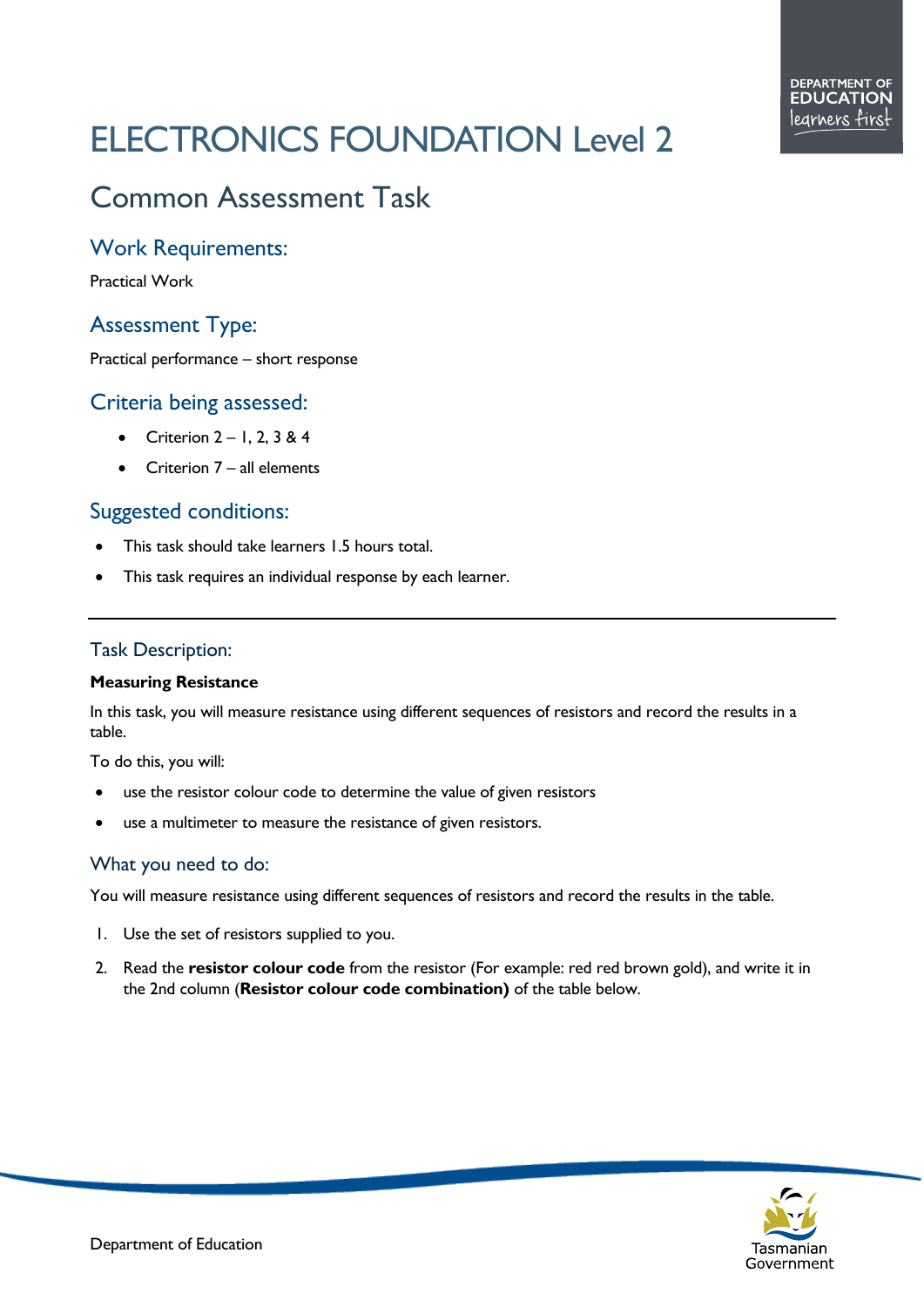# ELECTRONICS FOUNDATION Level 2

## Common Assessment Task

### Work Requirements:

Practical Work

### Assessment Type:

Practical performance – short response

### Criteria being assessed:

- Criterion 2 – 1, 2, 3 & 4
- Criterion 7 – all elements

### Suggested conditions:

- This task should take learners 1.5 hours total.
- This task requires an individual response by each learner.

---

### Task Description:

**Measuring Resistance**

In this task, you will measure resistance using different sequences of resistors and record the results in a table.

To do this, you will:

- use the resistor colour code to determine the value of given resistors
- use a multimeter to measure the resistance of given resistors.

### What you need to do:

You will measure resistance using different sequences of resistors and record the results in the table.

1. Use the set of resistors supplied to you.
2. Read the **resistor colour code** from the resistor (For example: red red brown gold), and write it in the 2nd column (**Resistor colour code combination)** of the table below.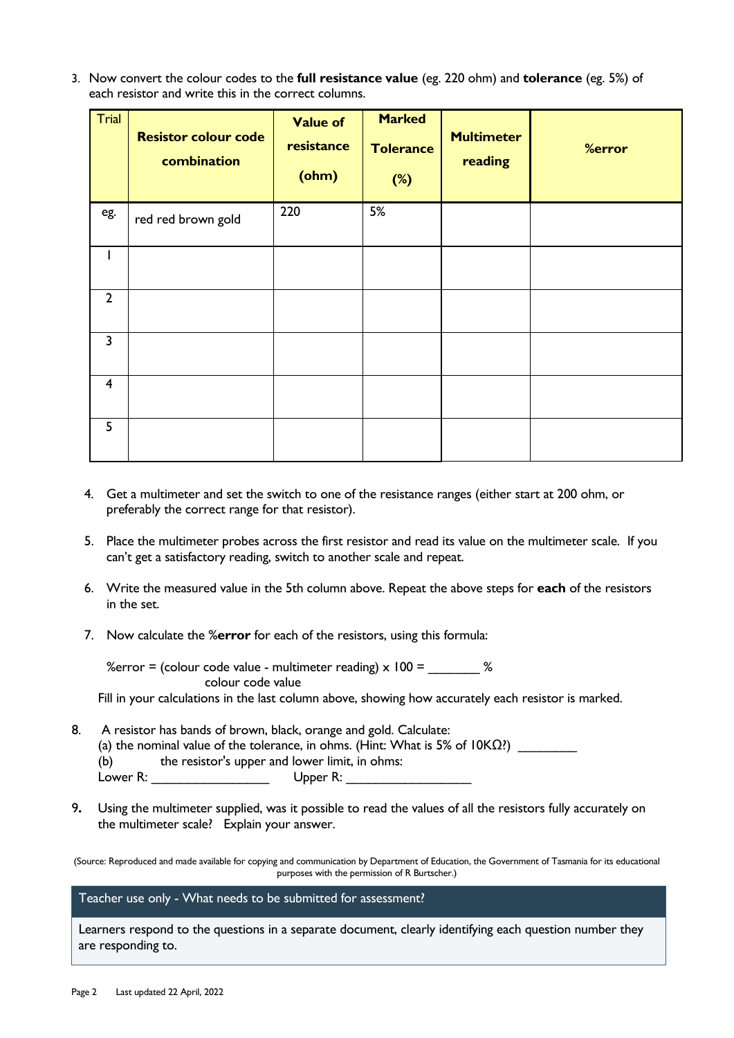3. Now convert the colour codes to the **full resistance value** (eg. 220 ohm) and **tolerance** (eg. 5%) of each resistor and write this in the correct columns.

| Trial | Resistor colour code combination | Value of resistance (ohm) | Marked Tolerance (%) | Multimeter reading | %error |
|---|---|---|---|---|---|
| eg. | red red brown gold | 220 | 5% | | |
| 1 | | | | | |
| 2 | | | | | |
| 3 | | | | | |
| 4 | | | | | |
| 5 | | | | | |

4. Get a multimeter and set the switch to one of the resistance ranges (either start at 200 ohm, or preferably the correct range for that resistor).

5. Place the multimeter probes across the first resistor and read its value on the multimeter scale. If you can't get a satisfactory reading, switch to another scale and repeat.

6. Write the measured value in the 5th column above. Repeat the above steps for **each** of the resistors in the set.

7. Now calculate the %**error** for each of the resistors, using this formula:

   $$\%\text{error} = \frac{(\text{colour code value} - \text{multimeter reading}) \times 100}{\text{colour code value}} = \_\_\_\_\_\_\_ \%$$

   Fill in your calculations in the last column above, showing how accurately each resistor is marked.

8. A resistor has bands of brown, black, orange and gold. Calculate:
   (a) the nominal value of the tolerance, in ohms. (Hint: What is 5% of 10KΩ?) ________
   (b) the resistor's upper and lower limit, in ohms:
   Lower R: ________________ Upper R: _________________

9. Using the multimeter supplied, was it possible to read the values of all the resistors fully accurately on the multimeter scale? Explain your answer.

(Source: Reproduced and made available for copying and communication by Department of Education, the Government of Tasmania for its educational purposes with the permission of R Burtscher.)

**Teacher use only - What needs to be submitted for assessment?**

Learners respond to the questions in a separate document, clearly identifying each question number they are responding to.